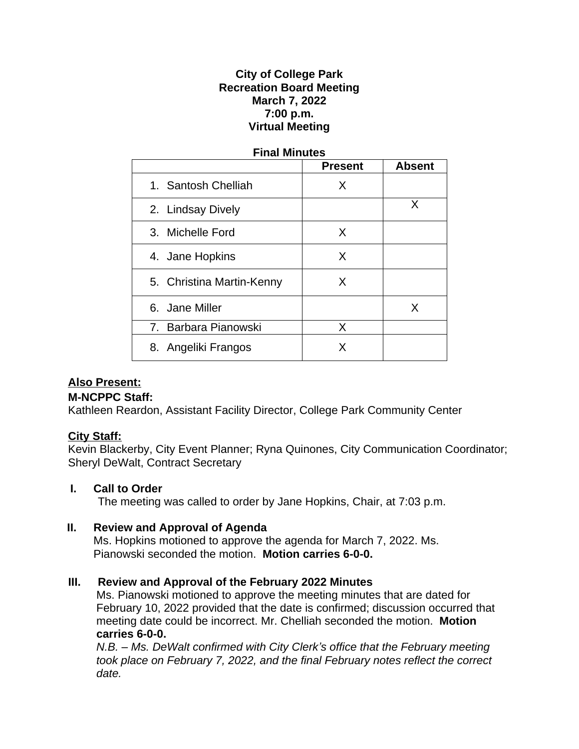# City of College Park
## Recreation Board Meeting
## March 7, 2022
## 7:00 p.m.
## Virtual Meeting

### Final Minutes

| | Present | Absent |
|---|---|---|
| 1. Santosh Chelliah | X | |
| 2. Lindsay Dively | | X |
| 3. Michelle Ford | X | |
| 4. Jane Hopkins | X | |
| 5. Christina Martin-Kenny | X | |
| 6. Jane Miller | | X |
| 7. Barbara Pianowski | X | |
| 8. Angeliki Frangos | X | |

**Also Present:**

**M-NCPPC Staff:**
Kathleen Reardon, Assistant Facility Director, College Park Community Center

**City Staff:**
Kevin Blackerby, City Event Planner; Ryna Quinones, City Communication Coordinator; Sheryl DeWalt, Contract Secretary

**I. Call to Order**

The meeting was called to order by Jane Hopkins, Chair, at 7:03 p.m.

**II. Review and Approval of Agenda**

Ms. Hopkins motioned to approve the agenda for March 7, 2022. Ms. Pianowski seconded the motion. **Motion carries 6-0-0.**

**III. Review and Approval of the February 2022 Minutes**

Ms. Pianowski motioned to approve the meeting minutes that are dated for February 10, 2022 provided that the date is confirmed; discussion occurred that meeting date could be incorrect. Mr. Chelliah seconded the motion. **Motion carries 6-0-0.**

*N.B. – Ms. DeWalt confirmed with City Clerk's office that the February meeting took place on February 7, 2022, and the final February notes reflect the correct date.*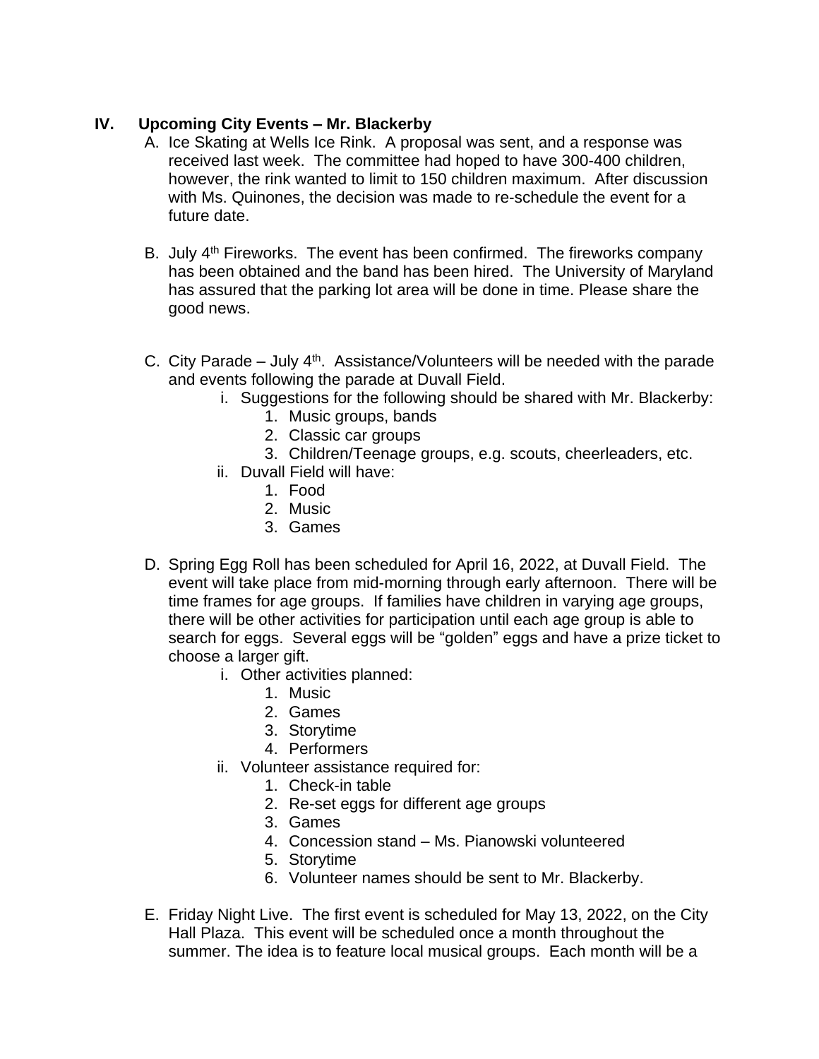## IV. Upcoming City Events – Mr. Blackerby

A. Ice Skating at Wells Ice Rink. A proposal was sent, and a response was received last week. The committee had hoped to have 300-400 children, however, the rink wanted to limit to 150 children maximum. After discussion with Ms. Quinones, the decision was made to re-schedule the event for a future date.

B. July 4th Fireworks. The event has been confirmed. The fireworks company has been obtained and the band has been hired. The University of Maryland has assured that the parking lot area will be done in time. Please share the good news.

C. City Parade – July 4th. Assistance/Volunteers will be needed with the parade and events following the parade at Duvall Field.

   i. Suggestions for the following should be shared with Mr. Blackerby:
      1. Music groups, bands
      2. Classic car groups
      3. Children/Teenage groups, e.g. scouts, cheerleaders, etc.

   ii. Duvall Field will have:
      1. Food
      2. Music
      3. Games

D. Spring Egg Roll has been scheduled for April 16, 2022, at Duvall Field. The event will take place from mid-morning through early afternoon. There will be time frames for age groups. If families have children in varying age groups, there will be other activities for participation until each age group is able to search for eggs. Several eggs will be "golden" eggs and have a prize ticket to choose a larger gift.

   i. Other activities planned:
      1. Music
      2. Games
      3. Storytime
      4. Performers

   ii. Volunteer assistance required for:
      1. Check-in table
      2. Re-set eggs for different age groups
      3. Games
      4. Concession stand – Ms. Pianowski volunteered
      5. Storytime
      6. Volunteer names should be sent to Mr. Blackerby.

E. Friday Night Live. The first event is scheduled for May 13, 2022, on the City Hall Plaza. This event will be scheduled once a month throughout the summer. The idea is to feature local musical groups. Each month will be a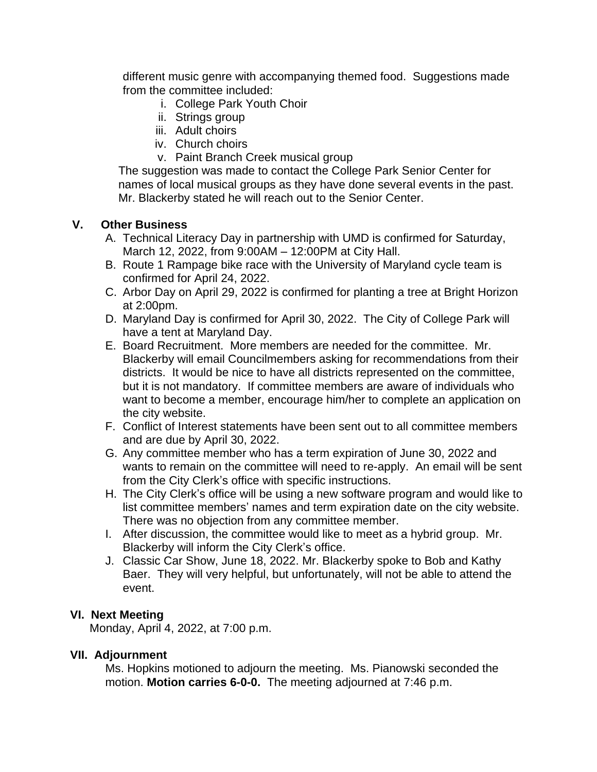different music genre with accompanying themed food. Suggestions made from the committee included:

i. College Park Youth Choir
ii. Strings group
iii. Adult choirs
iv. Church choirs
v. Paint Branch Creek musical group

The suggestion was made to contact the College Park Senior Center for names of local musical groups as they have done several events in the past. Mr. Blackerby stated he will reach out to the Senior Center.

## V. Other Business

A. Technical Literacy Day in partnership with UMD is confirmed for Saturday, March 12, 2022, from 9:00AM – 12:00PM at City Hall.

B. Route 1 Rampage bike race with the University of Maryland cycle team is confirmed for April 24, 2022.

C. Arbor Day on April 29, 2022 is confirmed for planting a tree at Bright Horizon at 2:00pm.

D. Maryland Day is confirmed for April 30, 2022. The City of College Park will have a tent at Maryland Day.

E. Board Recruitment. More members are needed for the committee. Mr. Blackerby will email Councilmembers asking for recommendations from their districts. It would be nice to have all districts represented on the committee, but it is not mandatory. If committee members are aware of individuals who want to become a member, encourage him/her to complete an application on the city website.

F. Conflict of Interest statements have been sent out to all committee members and are due by April 30, 2022.

G. Any committee member who has a term expiration of June 30, 2022 and wants to remain on the committee will need to re-apply. An email will be sent from the City Clerk's office with specific instructions.

H. The City Clerk's office will be using a new software program and would like to list committee members' names and term expiration date on the city website. There was no objection from any committee member.

I. After discussion, the committee would like to meet as a hybrid group. Mr. Blackerby will inform the City Clerk's office.

J. Classic Car Show, June 18, 2022. Mr. Blackerby spoke to Bob and Kathy Baer. They will very helpful, but unfortunately, will not be able to attend the event.

## VI. Next Meeting

Monday, April 4, 2022, at 7:00 p.m.

## VII. Adjournment

Ms. Hopkins motioned to adjourn the meeting. Ms. Pianowski seconded the motion. **Motion carries 6-0-0.** The meeting adjourned at 7:46 p.m.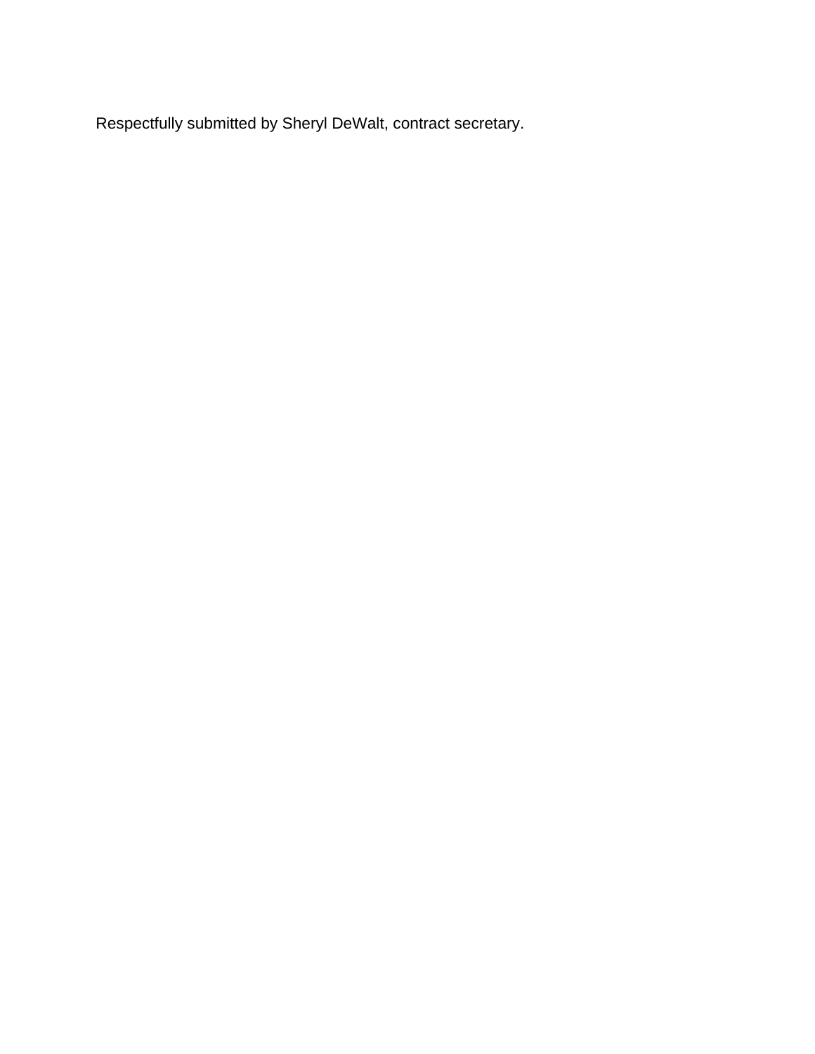Respectfully submitted by Sheryl DeWalt, contract secretary.